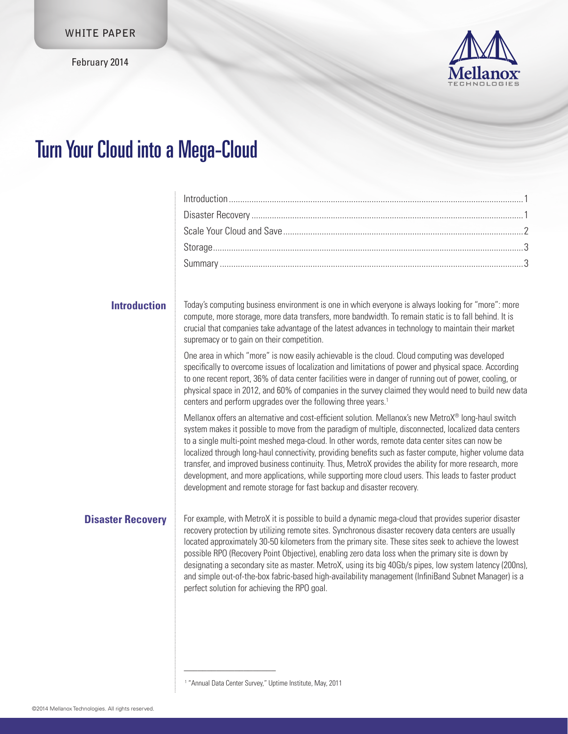WHITE PAPER

February 2014

# Turn Your Cloud into a Mega-Cloud

- Introduction ........ 1
- Disaster Recovery ........ 1
- Scale Your Cloud and Save ........ 2
- Storage ........ 3
- Summary ........ 3

## Introduction

Today's computing business environment is one in which everyone is always looking for "more": more compute, more storage, more data transfers, more bandwidth. To remain static is to fall behind. It is crucial that companies take advantage of the latest advances in technology to maintain their market supremacy or to gain on their competition.

One area in which "more" is now easily achievable is the cloud. Cloud computing was developed specifically to overcome issues of localization and limitations of power and physical space. According to one recent report, 36% of data center facilities were in danger of running out of power, cooling, or physical space in 2012, and 60% of companies in the survey claimed they would need to build new data centers and perform upgrades over the following three years.[1]

Mellanox offers an alternative and cost-efficient solution. Mellanox's new MetroX® long-haul switch system makes it possible to move from the paradigm of multiple, disconnected, localized data centers to a single multi-point meshed mega-cloud. In other words, remote data center sites can now be localized through long-haul connectivity, providing benefits such as faster compute, higher volume data transfer, and improved business continuity. Thus, MetroX provides the ability for more research, more development, and more applications, while supporting more cloud users. This leads to faster product development and remote storage for fast backup and disaster recovery.

## Disaster Recovery

For example, with MetroX it is possible to build a dynamic mega-cloud that provides superior disaster recovery protection by utilizing remote sites. Synchronous disaster recovery data centers are usually located approximately 30-50 kilometers from the primary site. These sites seek to achieve the lowest possible RPO (Recovery Point Objective), enabling zero data loss when the primary site is down by designating a secondary site as master. MetroX, using its big 40Gb/s pipes, low system latency (200ns), and simple out-of-the-box fabric-based high-availability management (InfiniBand Subnet Manager) is a perfect solution for achieving the RPO goal.

[1] "Annual Data Center Survey," Uptime Institute, May, 2011

©2014 Mellanox Technologies. All rights reserved.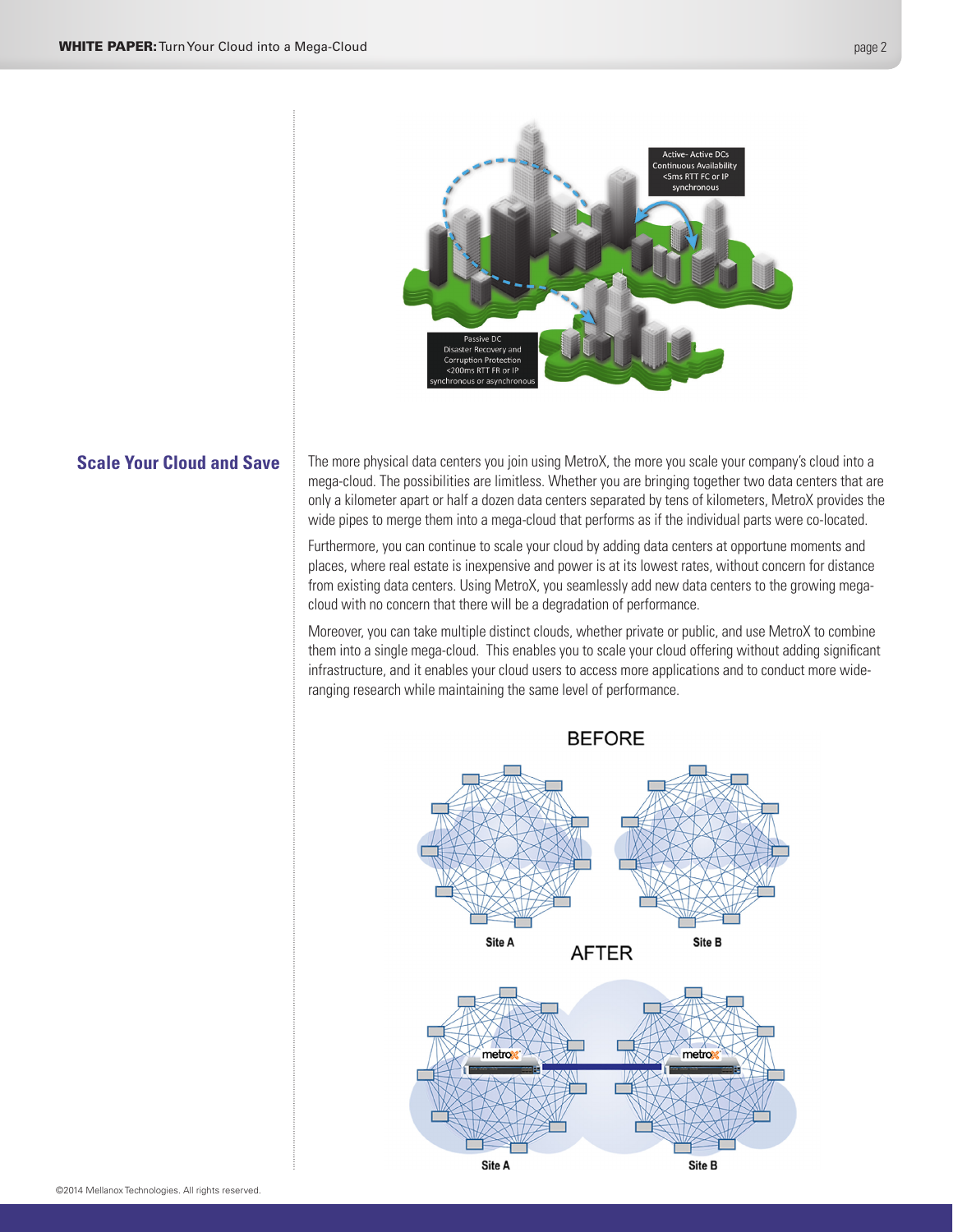## Scale Your Cloud and Save

The more physical data centers you join using MetroX, the more you scale your company's cloud into a mega-cloud. The possibilities are limitless. Whether you are bringing together two data centers that are only a kilometer apart or half a dozen data centers separated by tens of kilometers, MetroX provides the wide pipes to merge them into a mega-cloud that performs as if the individual parts were co-located.

Furthermore, you can continue to scale your cloud by adding data centers at opportune moments and places, where real estate is inexpensive and power is at its lowest rates, without concern for distance from existing data centers. Using MetroX, you seamlessly add new data centers to the growing mega-cloud with no concern that there will be a degradation of performance.

Moreover, you can take multiple distinct clouds, whether private or public, and use MetroX to combine them into a single mega-cloud. This enables you to scale your cloud offering without adding significant infrastructure, and it enables your cloud users to access more applications and to conduct more wide-ranging research while maintaining the same level of performance.

©2014 Mellanox Technologies. All rights reserved.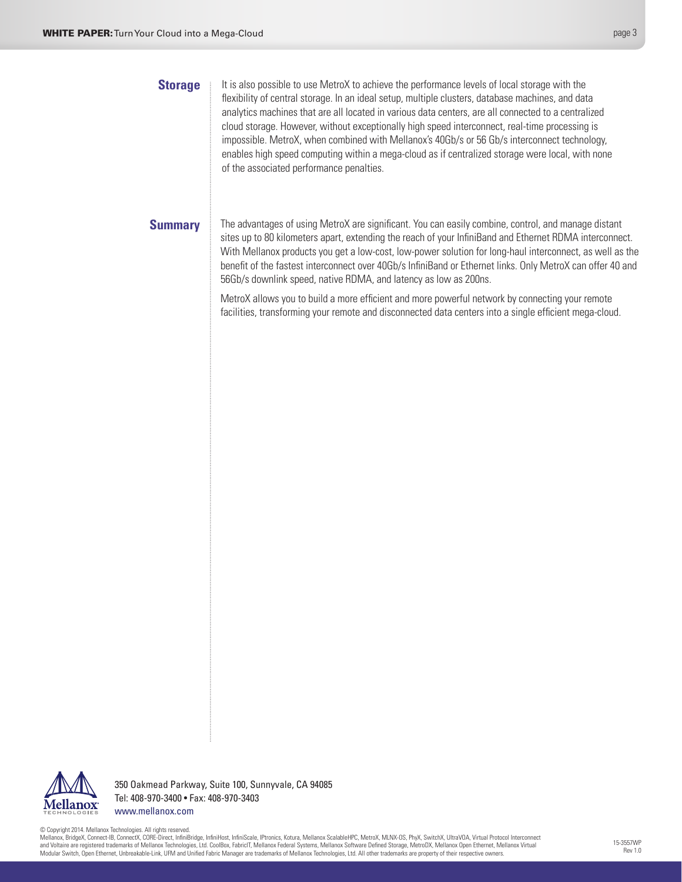## Storage

It is also possible to use MetroX to achieve the performance levels of local storage with the flexibility of central storage. In an ideal setup, multiple clusters, database machines, and data analytics machines that are all located in various data centers, are all connected to a centralized cloud storage. However, without exceptionally high speed interconnect, real-time processing is impossible. MetroX, when combined with Mellanox's 40Gb/s or 56 Gb/s interconnect technology, enables high speed computing within a mega-cloud as if centralized storage were local, with none of the associated performance penalties.

## Summary

The advantages of using MetroX are significant. You can easily combine, control, and manage distant sites up to 80 kilometers apart, extending the reach of your InfiniBand and Ethernet RDMA interconnect. With Mellanox products you get a low-cost, low-power solution for long-haul interconnect, as well as the benefit of the fastest interconnect over 40Gb/s InfiniBand or Ethernet links. Only MetroX can offer 40 and 56Gb/s downlink speed, native RDMA, and latency as low as 200ns.

MetroX allows you to build a more efficient and more powerful network by connecting your remote facilities, transforming your remote and disconnected data centers into a single efficient mega-cloud.

350 Oakmead Parkway, Suite 100, Sunnyvale, CA 94085
Tel: 408-970-3400 • Fax: 408-970-3403
www.mellanox.com

© Copyright 2014. Mellanox Technologies. All rights reserved.
Mellanox, BridgeX, Connect-IB, ConnectX, CORE-Direct, InfiniBridge, InfiniHost, InfiniScale, IPtronics, Kotura, Mellanox ScalableHPC, MetroX, MLNX-OS, PhyX, SwitchX, UltraVOA, Virtual Protocol Interconnect and Voltaire are registered trademarks of Mellanox Technologies, Ltd. CoolBox, FabricIT, Mellanox Federal Systems, Mellanox Software Defined Storage, MetroDX, Mellanox Open Ethernet, Mellanox Virtual Modular Switch, Open Ethernet, Unbreakable-Link, UFM and Unified Fabric Manager are trademarks of Mellanox Technologies, Ltd. All other trademarks are property of their respective owners.

15-3557WP
Rev 1.0